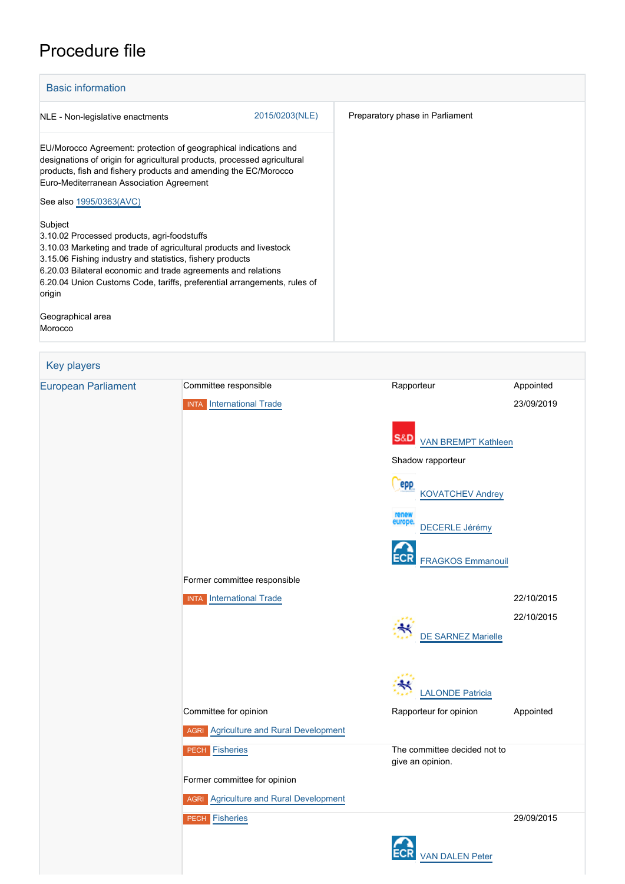# Procedure file

## Basic information

| | |
|---|---|
| NLE - Non-legislative enactments 2015/0203(NLE) | Preparatory phase in Parliament |
| EU/Morocco Agreement: protection of geographical indications and designations of origin for agricultural products, processed agricultural products, fish and fishery products and amending the EC/Morocco Euro-Mediterranean Association Agreement<br><br>See also 1995/0363(AVC)<br><br>Subject<br>3.10.02 Processed products, agri-foodstuffs<br>3.10.03 Marketing and trade of agricultural products and livestock<br>3.15.06 Fishing industry and statistics, fishery products<br>6.20.03 Bilateral economic and trade agreements and relations<br>6.20.04 Union Customs Code, tariffs, preferential arrangements, rules of origin<br><br>Geographical area<br>Morocco | |

## Key players

| | | | |
|---|---|---|---|
| European Parliament | Committee responsible | Rapporteur | Appointed |
| | INTA International Trade | | 23/09/2019 |
| | | S&D VAN BREMPT Kathleen | |
| | | Shadow rapporteur | |
| | | EPP KOVATCHEV Andrey | |
| | | Renew Europe DECERLE Jérémy | |
| | | ECR FRAGKOS Emmanouil | |
| | Former committee responsible | | |
| | INTA International Trade | | 22/10/2015 |
| | | DE SARNEZ Marielle | 22/10/2015 |
| | | LALONDE Patricia | |
| | Committee for opinion | Rapporteur for opinion | Appointed |
| | AGRI Agriculture and Rural Development | | |
| | PECH Fisheries | The committee decided not to give an opinion. | |
| | Former committee for opinion | | |
| | AGRI Agriculture and Rural Development | | |
| | PECH Fisheries | | 29/09/2015 |
| | | ECR VAN DALEN Peter | |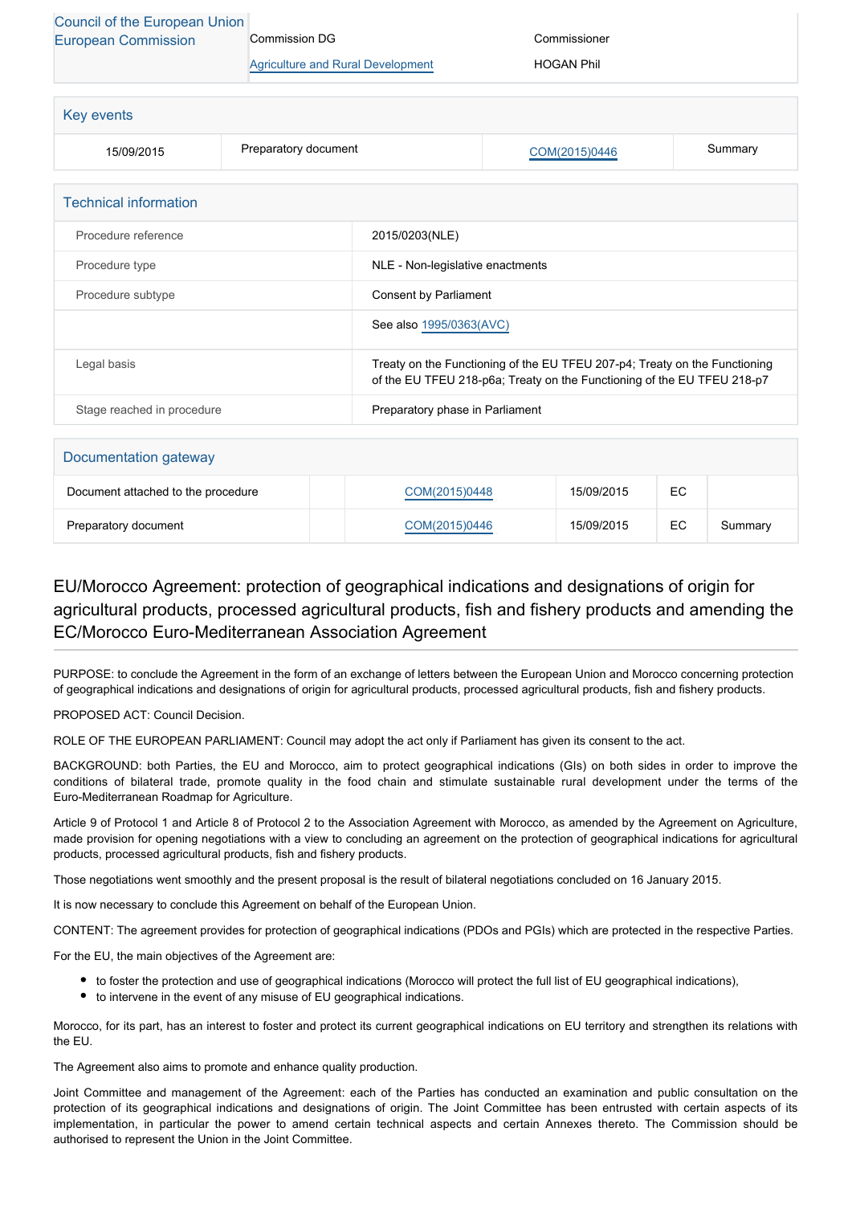| | | |
|---|---|---|
| Council of the European Union<br>European Commission | Commission DG | Commissioner |
| | Agriculture and Rural Development | HOGAN Phil |

## Key events

| | | | |
|---|---|---|---|
| 15/09/2015 | Preparatory document | COM(2015)0446 | Summary |

## Technical information

| | |
|---|---|
| Procedure reference | 2015/0203(NLE) |
| Procedure type | NLE - Non-legislative enactments |
| Procedure subtype | Consent by Parliament |
| | See also 1995/0363(AVC) |
| Legal basis | Treaty on the Functioning of the EU TFEU 207-p4; Treaty on the Functioning of the EU TFEU 218-p6a; Treaty on the Functioning of the EU TFEU 218-p7 |
| Stage reached in procedure | Preparatory phase in Parliament |

## Documentation gateway

| | | | | | |
|---|---|---|---|---|---|
| Document attached to the procedure | | COM(2015)0448 | 15/09/2015 | EC | |
| Preparatory document | | COM(2015)0446 | 15/09/2015 | EC | Summary |

# EU/Morocco Agreement: protection of geographical indications and designations of origin for agricultural products, processed agricultural products, fish and fishery products and amending the EC/Morocco Euro-Mediterranean Association Agreement

PURPOSE: to conclude the Agreement in the form of an exchange of letters between the European Union and Morocco concerning protection of geographical indications and designations of origin for agricultural products, processed agricultural products, fish and fishery products.

PROPOSED ACT: Council Decision.

ROLE OF THE EUROPEAN PARLIAMENT: Council may adopt the act only if Parliament has given its consent to the act.

BACKGROUND: both Parties, the EU and Morocco, aim to protect geographical indications (GIs) on both sides in order to improve the conditions of bilateral trade, promote quality in the food chain and stimulate sustainable rural development under the terms of the Euro-Mediterranean Roadmap for Agriculture.

Article 9 of Protocol 1 and Article 8 of Protocol 2 to the Association Agreement with Morocco, as amended by the Agreement on Agriculture, made provision for opening negotiations with a view to concluding an agreement on the protection of geographical indications for agricultural products, processed agricultural products, fish and fishery products.

Those negotiations went smoothly and the present proposal is the result of bilateral negotiations concluded on 16 January 2015.

It is now necessary to conclude this Agreement on behalf of the European Union.

CONTENT: The agreement provides for protection of geographical indications (PDOs and PGIs) which are protected in the respective Parties.

For the EU, the main objectives of the Agreement are:

- to foster the protection and use of geographical indications (Morocco will protect the full list of EU geographical indications),
- to intervene in the event of any misuse of EU geographical indications.

Morocco, for its part, has an interest to foster and protect its current geographical indications on EU territory and strengthen its relations with the EU.

The Agreement also aims to promote and enhance quality production.

Joint Committee and management of the Agreement: each of the Parties has conducted an examination and public consultation on the protection of its geographical indications and designations of origin. The Joint Committee has been entrusted with certain aspects of its implementation, in particular the power to amend certain technical aspects and certain Annexes thereto. The Commission should be authorised to represent the Union in the Joint Committee.